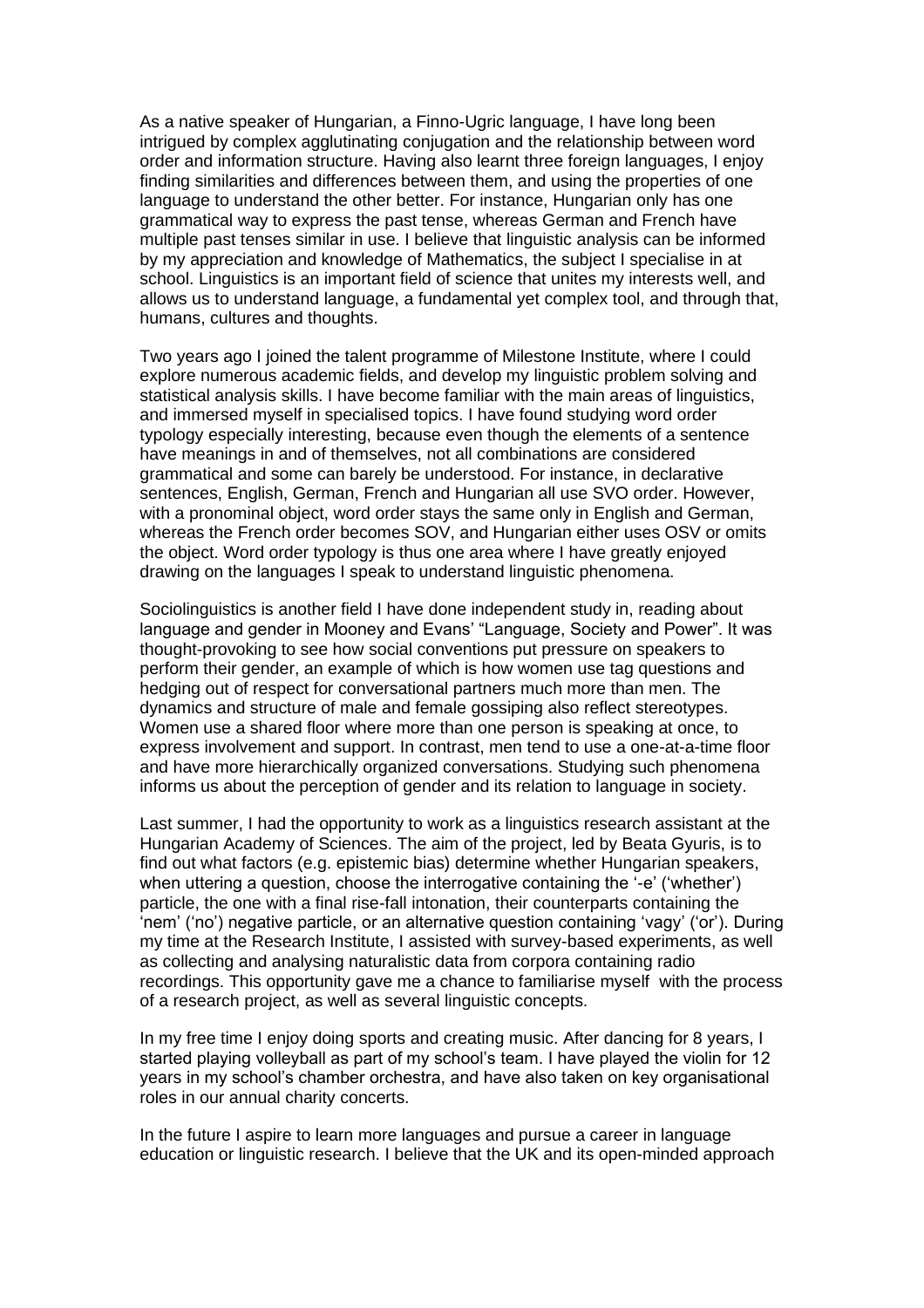As a native speaker of Hungarian, a Finno-Ugric language, I have long been intrigued by complex agglutinating conjugation and the relationship between word order and information structure. Having also learnt three foreign languages, I enjoy finding similarities and differences between them, and using the properties of one language to understand the other better. For instance, Hungarian only has one grammatical way to express the past tense, whereas German and French have multiple past tenses similar in use. I believe that linguistic analysis can be informed by my appreciation and knowledge of Mathematics, the subject I specialise in at school. Linguistics is an important field of science that unites my interests well, and allows us to understand language, a fundamental yet complex tool, and through that, humans, cultures and thoughts.

Two years ago I joined the talent programme of Milestone Institute, where I could explore numerous academic fields, and develop my linguistic problem solving and statistical analysis skills. I have become familiar with the main areas of linguistics, and immersed myself in specialised topics. I have found studying word order typology especially interesting, because even though the elements of a sentence have meanings in and of themselves, not all combinations are considered grammatical and some can barely be understood. For instance, in declarative sentences, English, German, French and Hungarian all use SVO order. However, with a pronominal object, word order stays the same only in English and German, whereas the French order becomes SOV, and Hungarian either uses OSV or omits the object. Word order typology is thus one area where I have greatly enjoyed drawing on the languages I speak to understand linguistic phenomena.

Sociolinguistics is another field I have done independent study in, reading about language and gender in Mooney and Evans' "Language, Society and Power". It was thought-provoking to see how social conventions put pressure on speakers to perform their gender, an example of which is how women use tag questions and hedging out of respect for conversational partners much more than men. The dynamics and structure of male and female gossiping also reflect stereotypes. Women use a shared floor where more than one person is speaking at once, to express involvement and support. In contrast, men tend to use a one-at-a-time floor and have more hierarchically organized conversations. Studying such phenomena informs us about the perception of gender and its relation to language in society.

Last summer, I had the opportunity to work as a linguistics research assistant at the Hungarian Academy of Sciences. The aim of the project, led by Beata Gyuris, is to find out what factors (e.g. epistemic bias) determine whether Hungarian speakers, when uttering a question, choose the interrogative containing the '-e' ('whether') particle, the one with a final rise-fall intonation, their counterparts containing the 'nem' ('no') negative particle, or an alternative question containing 'vagy' ('or'). During my time at the Research Institute, I assisted with survey-based experiments, as well as collecting and analysing naturalistic data from corpora containing radio recordings. This opportunity gave me a chance to familiarise myself with the process of a research project, as well as several linguistic concepts.

In my free time I enjoy doing sports and creating music. After dancing for 8 years, I started playing volleyball as part of my school's team. I have played the violin for 12 years in my school's chamber orchestra, and have also taken on key organisational roles in our annual charity concerts.

In the future I aspire to learn more languages and pursue a career in language education or linguistic research. I believe that the UK and its open-minded approach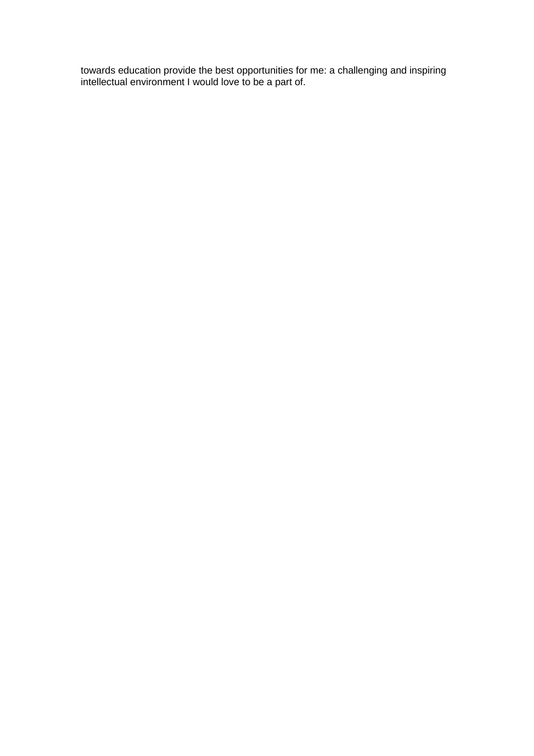towards education provide the best opportunities for me: a challenging and inspiring intellectual environment I would love to be a part of.